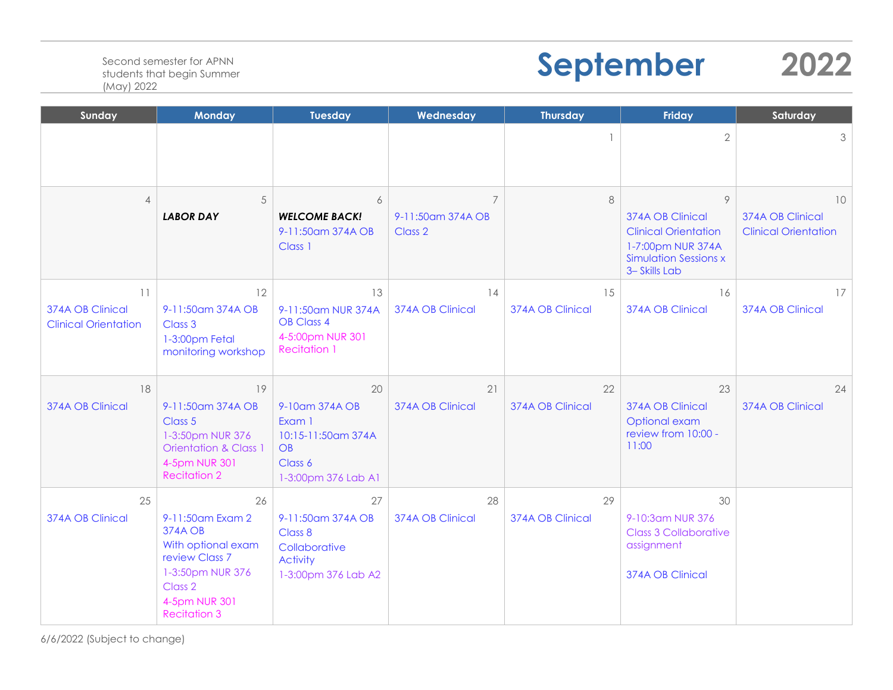Second semester for APNN students that begin Summer (May) 2022

# September 2022

| Sunday | Monday | Tuesday | Wednesday | Thursday | Friday | Saturday |
|---|---|---|---|---|---|---|
| | | | | 1 | 2 | 3 |
| 4 | 5 ***LABOR DAY*** | 6 ***WELCOME BACK!*** 9-11:50am 374A OB Class 1 | 7 9-11:50am 374A OB Class 2 | 8 | 9 374A OB Clinical Clinical Orientation 1-7:00pm NUR 374A Simulation Sessions x 3– Skills Lab | 10 374A OB Clinical Clinical Orientation |
| 11 374A OB Clinical Clinical Orientation | 12 9-11:50am 374A OB Class 3 1-3:00pm Fetal monitoring workshop | 13 9-11:50am NUR 374A OB Class 4 4-5:00pm NUR 301 Recitation 1 | 14 374A OB Clinical | 15 374A OB Clinical | 16 374A OB Clinical | 17 374A OB Clinical |
| 18 374A OB Clinical | 19 9-11:50am 374A OB Class 5 1-3:50pm NUR 376 Orientation & Class 1 4-5pm NUR 301 Recitation 2 | 20 9-10am 374A OB Exam 1 10:15-11:50am 374A OB Class 6 1-3:00pm 376 Lab A1 | 21 374A OB Clinical | 22 374A OB Clinical | 23 374A OB Clinical Optional exam review from 10:00 - 11:00 | 24 374A OB Clinical |
| 25 374A OB Clinical | 26 9-11:50am Exam 2 374A OB With optional exam review Class 7 1-3:50pm NUR 376 Class 2 4-5pm NUR 301 Recitation 3 | 27 9-11:50am 374A OB Class 8 Collaborative Activity 1-3:00pm 376 Lab A2 | 28 374A OB Clinical | 29 374A OB Clinical | 30 9-10:3am NUR 376 Class 3 Collaborative assignment 374A OB Clinical | |

6/6/2022 (Subject to change)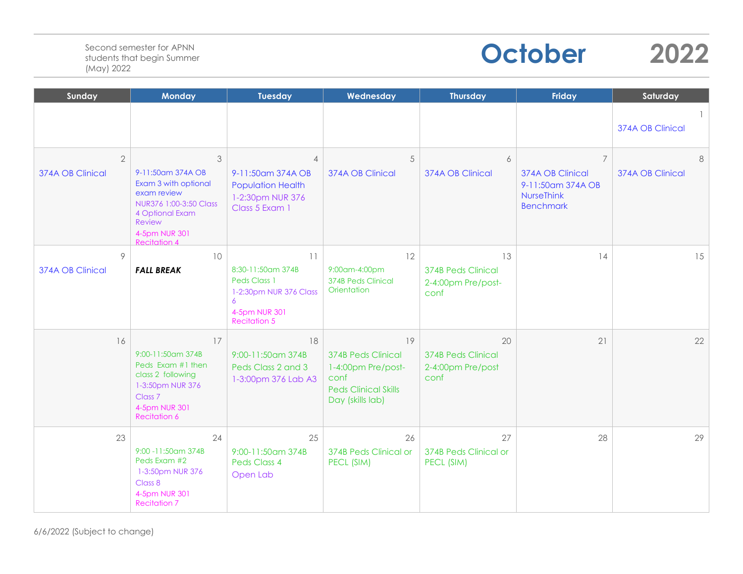Second semester for APNN students that begin Summer (May) 2022

# October 2022

| Sunday | Monday | Tuesday | Wednesday | Thursday | Friday | Saturday |
|---|---|---|---|---|---|---|
| | | | | | | 1<br>374A OB Clinical |
| 2<br>374A OB Clinical | 3<br>9-11:50am 374A OB Exam 3 with optional exam review<br>NUR376 1:00-3:50 Class 4 Optional Exam Review<br>4-5pm NUR 301 Recitation 4 | 4<br>9-11:50am 374A OB Population Health<br>1-2:30pm NUR 376 Class 5 Exam 1 | 5<br>374A OB Clinical | 6<br>374A OB Clinical | 7<br>374A OB Clinical<br>9-11:50am 374A OB NurseThink Benchmark | 8<br>374A OB Clinical |
| 9<br>374A OB Clinical | 10<br>***FALL BREAK*** | 11<br>8:30-11:50am 374B Peds Class 1<br>1-2:30pm NUR 376 Class 6<br>4-5pm NUR 301 Recitation 5 | 12<br>9:00am-4:00pm 374B Peds Clinical Orientation | 13<br>374B Peds Clinical<br>2-4:00pm Pre/post-conf | 14 | 15 |
| 16 | 17<br>9:00-11:50am 374B Peds Exam #1 then class 2 following<br>1-3:50pm NUR 376 Class 7<br>4-5pm NUR 301 Recitation 6 | 18<br>9:00-11:50am 374B Peds Class 2 and 3<br>1-3:00pm 376 Lab A3 | 19<br>374B Peds Clinical<br>1-4:00pm Pre/post-conf<br>Peds Clinical Skills Day (skills lab) | 20<br>374B Peds Clinical<br>2-4:00pm Pre/post conf | 21 | 22 |
| 23 | 24<br>9:00 -11:50am 374B Peds Exam #2<br>1-3:50pm NUR 376 Class 8<br>4-5pm NUR 301 Recitation 7 | 25<br>9:00-11:50am 374B Peds Class 4<br>Open Lab | 26<br>374B Peds Clinical or PECL (SIM) | 27<br>374B Peds Clinical or PECL (SIM) | 28 | 29 |

6/6/2022 (Subject to change)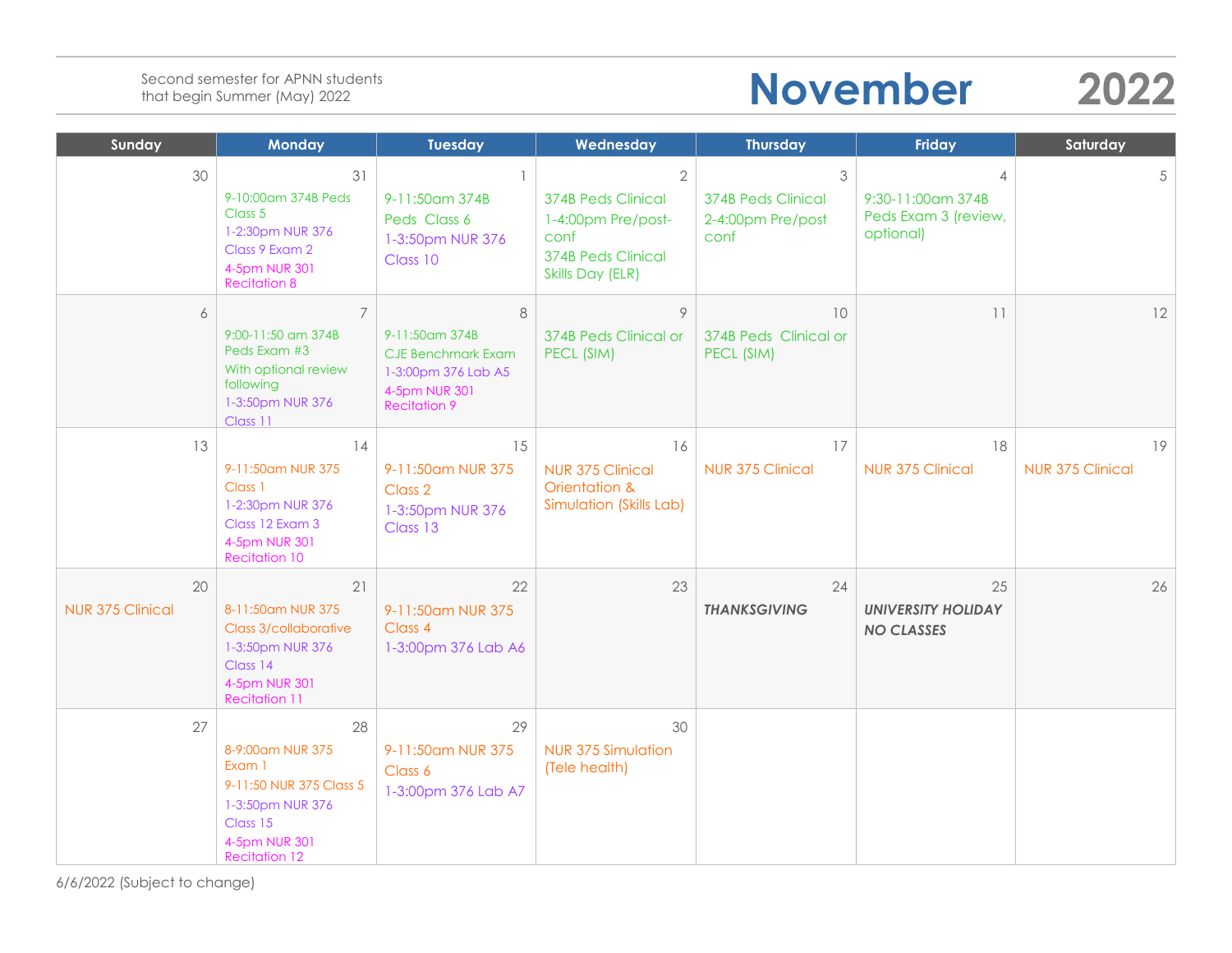Second semester for APNN students that begin Summer (May) 2022

# November 2022

| Sunday | Monday | Tuesday | Wednesday | Thursday | Friday | Saturday |
|---|---|---|---|---|---|---|
| 30 | 31<br>9-10:00am 374B Peds Class 5<br>1-2:30pm NUR 376 Class 9 Exam 2<br>4-5pm NUR 301 Recitation 8 | 1<br>9-11:50am 374B Peds Class 6<br>1-3:50pm NUR 376 Class 10 | 2<br>374B Peds Clinical<br>1-4:00pm Pre/post-conf<br>374B Peds Clinical Skills Day (ELR) | 3<br>374B Peds Clinical<br>2-4:00pm Pre/post conf | 4<br>9:30-11:00am 374B Peds Exam 3 (review, optional) | 5 |
| 6 | 7<br>9:00-11:50 am 374B Peds Exam #3<br>With optional review following<br>1-3:50pm NUR 376 Class 11 | 8<br>9-11:50am 374B CJE Benchmark Exam<br>1-3:00pm 376 Lab A5<br>4-5pm NUR 301 Recitation 9 | 9<br>374B Peds Clinical or PECL (SIM) | 10<br>374B Peds Clinical or PECL (SIM) | 11 | 12 |
| 13 | 14<br>9-11:50am NUR 375 Class 1<br>1-2:30pm NUR 376 Class 12 Exam 3<br>4-5pm NUR 301 Recitation 10 | 15<br>9-11:50am NUR 375 Class 2<br>1-3:50pm NUR 376 Class 13 | 16<br>NUR 375 Clinical Orientation & Simulation (Skills Lab) | 17<br>NUR 375 Clinical | 18<br>NUR 375 Clinical | 19<br>NUR 375 Clinical |
| 20<br>NUR 375 Clinical | 21<br>8-11:50am NUR 375 Class 3/collaborative<br>1-3:50pm NUR 376 Class 14<br>4-5pm NUR 301 Recitation 11 | 22<br>9-11:50am NUR 375 Class 4<br>1-3:00pm 376 Lab A6 | 23 | 24<br>***THANKSGIVING*** | 25<br>***UNIVERSITY HOLIDAY NO CLASSES*** | 26 |
| 27 | 28<br>8-9:00am NUR 375 Exam 1<br>9-11:50 NUR 375 Class 5<br>1-3:50pm NUR 376 Class 15<br>4-5pm NUR 301 Recitation 12 | 29<br>9-11:50am NUR 375 Class 6<br>1-3:00pm 376 Lab A7 | 30<br>NUR 375 Simulation (Tele health) | | | |

6/6/2022 (Subject to change)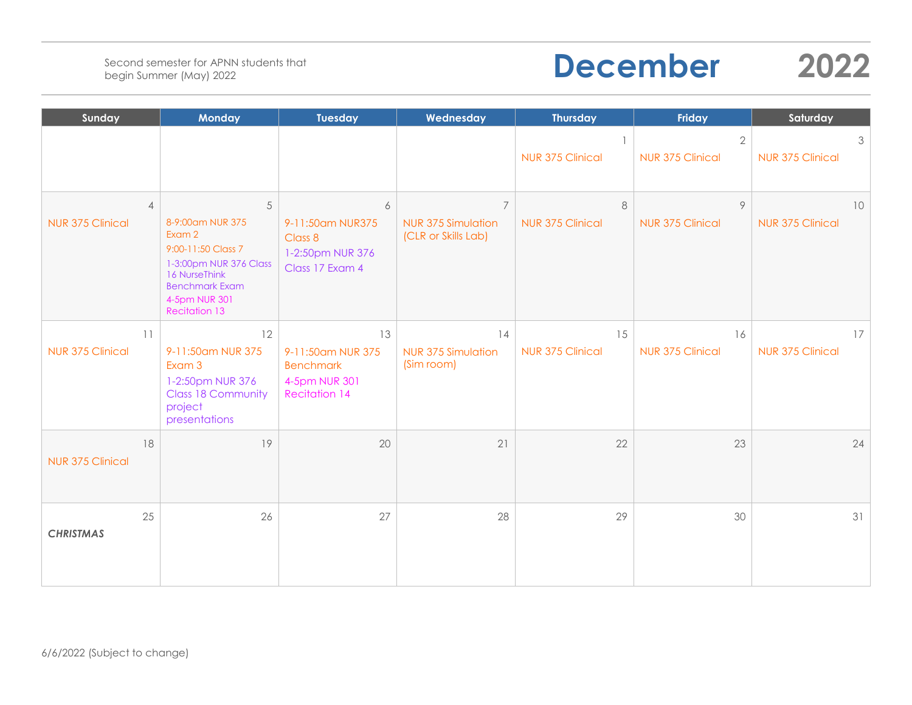Second semester for APNN students that begin Summer (May) 2022

# December 2022

| Sunday | Monday | Tuesday | Wednesday | Thursday | Friday | Saturday |
|---|---|---|---|---|---|---|
| | | | | 1 NUR 375 Clinical | 2 NUR 375 Clinical | 3 NUR 375 Clinical |
| 4 NUR 375 Clinical | 5 8-9:00am NUR 375 Exam 2<br>9:00-11:50 Class 7<br>1-3:00pm NUR 376 Class 16 NurseThink Benchmark Exam<br>4-5pm NUR 301 Recitation 13 | 6 9-11:50am NUR375 Class 8<br>1-2:50pm NUR 376 Class 17 Exam 4 | 7 NUR 375 Simulation (CLR or Skills Lab) | 8 NUR 375 Clinical | 9 NUR 375 Clinical | 10 NUR 375 Clinical |
| 11 NUR 375 Clinical | 12 9-11:50am NUR 375 Exam 3<br>1-2:50pm NUR 376 Class 18 Community project presentations | 13 9-11:50am NUR 375 Benchmark<br>4-5pm NUR 301 Recitation 14 | 14 NUR 375 Simulation (Sim room) | 15 NUR 375 Clinical | 16 NUR 375 Clinical | 17 NUR 375 Clinical |
| 18 NUR 375 Clinical | 19 | 20 | 21 | 22 | 23 | 24 |
| 25 ***CHRISTMAS*** | 26 | 27 | 28 | 29 | 30 | 31 |

6/6/2022 (Subject to change)